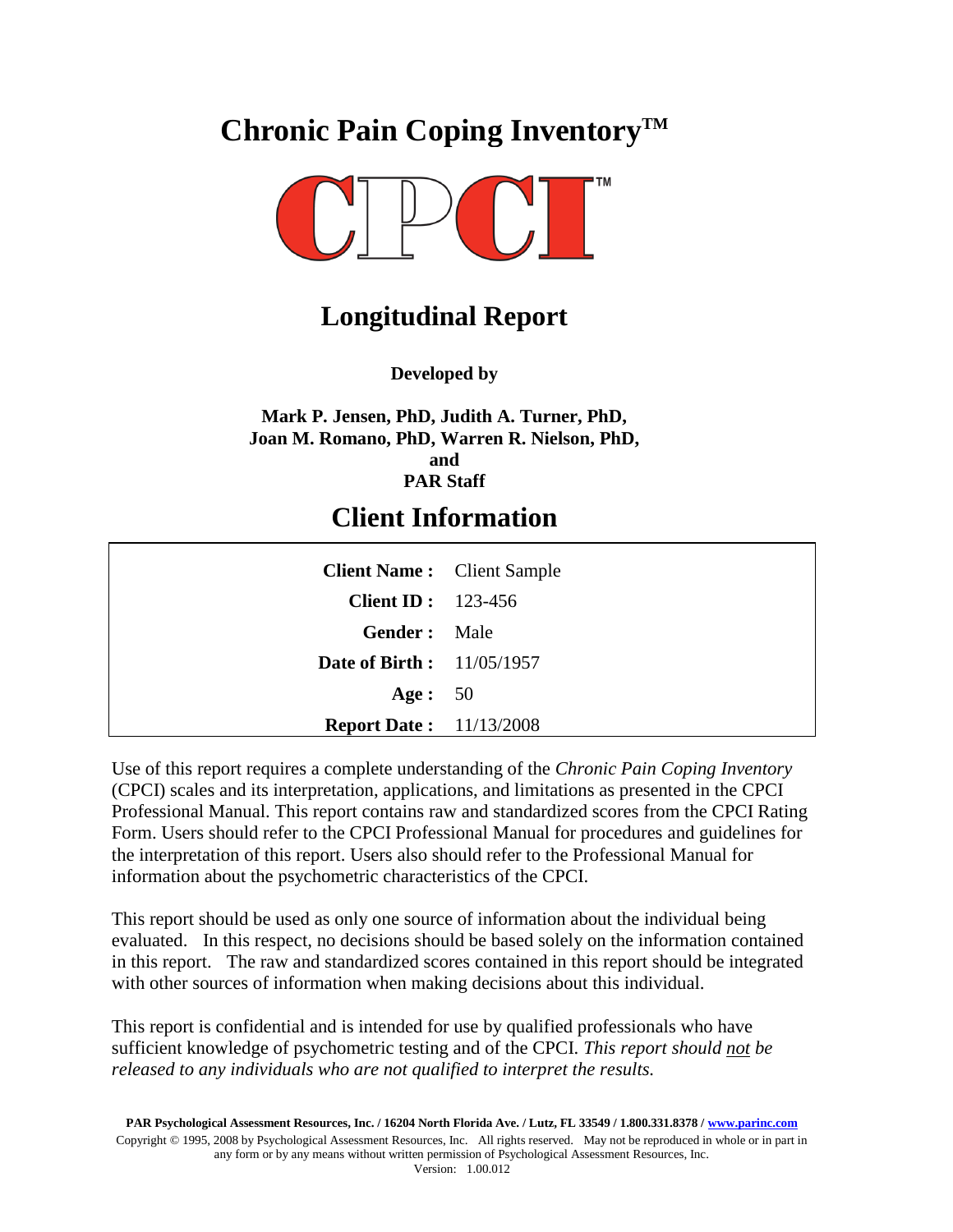# Chronic Pain Coping Inventory™

CPCI™

## Longitudinal Report

**Developed by**

**Mark P. Jensen, PhD, Judith A. Turner, PhD,**
**Joan M. Romano, PhD, Warren R. Nielson, PhD,**
**and**
**PAR Staff**

## Client Information

| | |
|---|---|
| **Client Name :** | Client Sample |
| **Client ID :** | 123-456 |
| **Gender :** | Male |
| **Date of Birth :** | 11/05/1957 |
| **Age :** | 50 |
| **Report Date :** | 11/13/2008 |

Use of this report requires a complete understanding of the *Chronic Pain Coping Inventory* (CPCI) scales and its interpretation, applications, and limitations as presented in the CPCI Professional Manual. This report contains raw and standardized scores from the CPCI Rating Form. Users should refer to the CPCI Professional Manual for procedures and guidelines for the interpretation of this report. Users also should refer to the Professional Manual for information about the psychometric characteristics of the CPCI.

This report should be used as only one source of information about the individual being evaluated. In this respect, no decisions should be based solely on the information contained in this report. The raw and standardized scores contained in this report should be integrated with other sources of information when making decisions about this individual.

This report is confidential and is intended for use by qualified professionals who have sufficient knowledge of psychometric testing and of the CPCI. *This report should not be released to any individuals who are not qualified to interpret the results.*

**PAR Psychological Assessment Resources, Inc. / 16204 North Florida Ave. / Lutz, FL 33549 / 1.800.331.8378 / www.parinc.com**

Copyright © 1995, 2008 by Psychological Assessment Resources, Inc. All rights reserved. May not be reproduced in whole or in part in any form or by any means without written permission of Psychological Assessment Resources, Inc.

Version: 1.00.012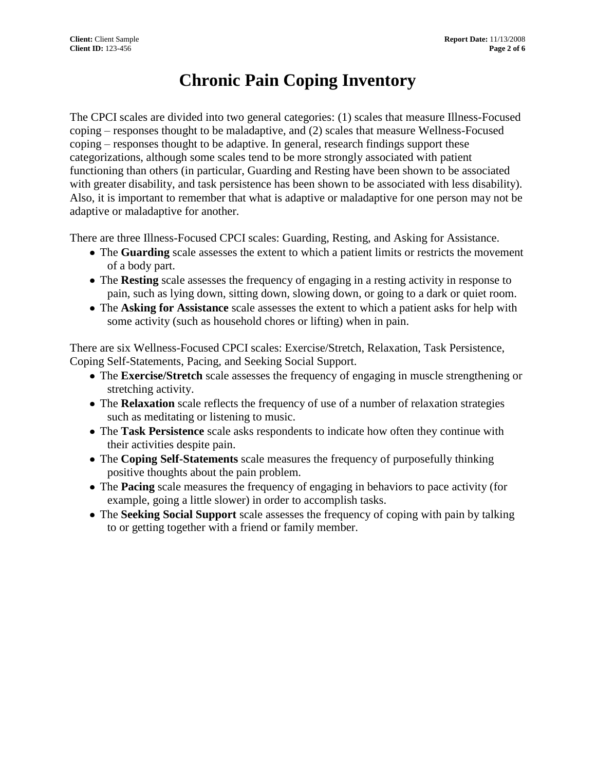# Chronic Pain Coping Inventory

The CPCI scales are divided into two general categories: (1) scales that measure Illness-Focused coping – responses thought to be maladaptive, and (2) scales that measure Wellness-Focused coping – responses thought to be adaptive. In general, research findings support these categorizations, although some scales tend to be more strongly associated with patient functioning than others (in particular, Guarding and Resting have been shown to be associated with greater disability, and task persistence has been shown to be associated with less disability). Also, it is important to remember that what is adaptive or maladaptive for one person may not be adaptive or maladaptive for another.

There are three Illness-Focused CPCI scales: Guarding, Resting, and Asking for Assistance.

- The **Guarding** scale assesses the extent to which a patient limits or restricts the movement of a body part.
- The **Resting** scale assesses the frequency of engaging in a resting activity in response to pain, such as lying down, sitting down, slowing down, or going to a dark or quiet room.
- The **Asking for Assistance** scale assesses the extent to which a patient asks for help with some activity (such as household chores or lifting) when in pain.

There are six Wellness-Focused CPCI scales: Exercise/Stretch, Relaxation, Task Persistence, Coping Self-Statements, Pacing, and Seeking Social Support.

- The **Exercise/Stretch** scale assesses the frequency of engaging in muscle strengthening or stretching activity.
- The **Relaxation** scale reflects the frequency of use of a number of relaxation strategies such as meditating or listening to music.
- The **Task Persistence** scale asks respondents to indicate how often they continue with their activities despite pain.
- The **Coping Self-Statements** scale measures the frequency of purposefully thinking positive thoughts about the pain problem.
- The **Pacing** scale measures the frequency of engaging in behaviors to pace activity (for example, going a little slower) in order to accomplish tasks.
- The **Seeking Social Support** scale assesses the frequency of coping with pain by talking to or getting together with a friend or family member.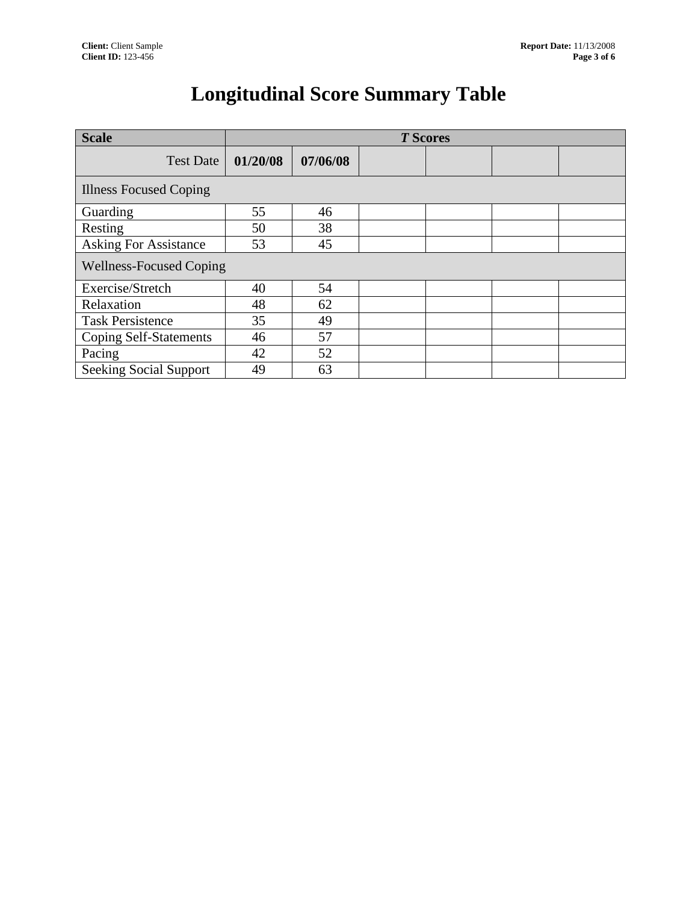# Longitudinal Score Summary Table

| Scale | *T* Scores | | | | | |
|---|---|---|---|---|---|---|
| Test Date | **01/20/08** | **07/06/08** | | | | |
| Illness Focused Coping | | | | | | |
| Guarding | 55 | 46 | | | | |
| Resting | 50 | 38 | | | | |
| Asking For Assistance | 53 | 45 | | | | |
| Wellness-Focused Coping | | | | | | |
| Exercise/Stretch | 40 | 54 | | | | |
| Relaxation | 48 | 62 | | | | |
| Task Persistence | 35 | 49 | | | | |
| Coping Self-Statements | 46 | 57 | | | | |
| Pacing | 42 | 52 | | | | |
| Seeking Social Support | 49 | 63 | | | | |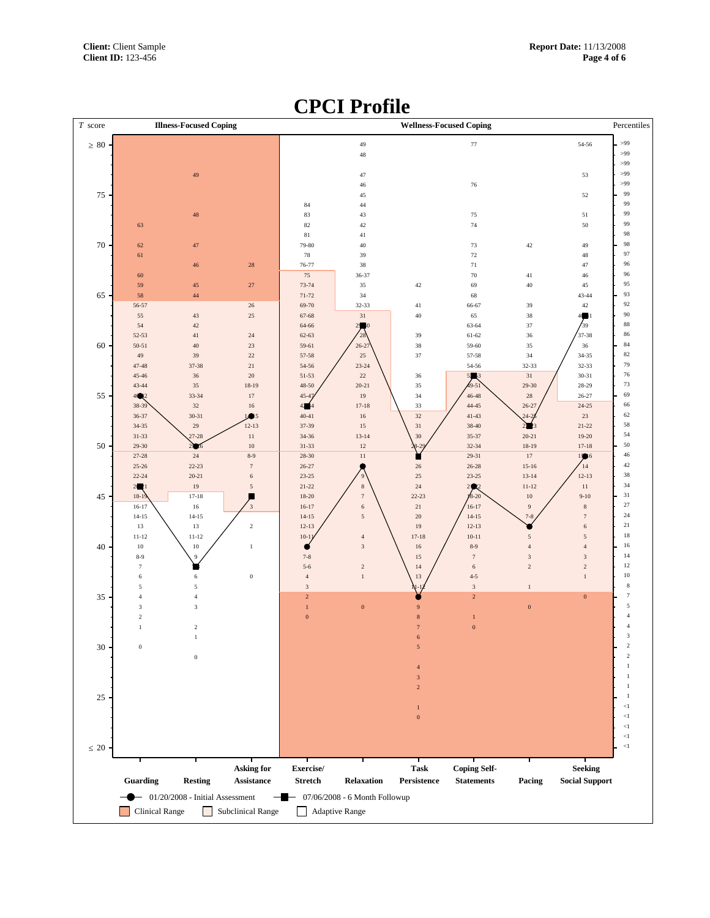# CPCI Profile

| *T* score | Guarding | Resting | Asking for Assistance | Exercise/ Stretch | Relaxation | Task Persistence | Coping Self-Statements | Pacing | Seeking Social Support | Percentiles |
|---|---|---|---|---|---|---|---|---|---|---|
| | **Illness-Focused Coping** | | | **Wellness-Focused Coping** | | | | | | |
| ≥ 80 | | | | | 49 | | 77 | | 54-56 | >99 |
| | | | | | 48 | | | | | >99 |
| | | | | | | | | | | >99 |
| | | 49 | | | 47 | | | | 53 | >99 |
| | | | | | 46 | | 76 | | | >99 |
| 75 | | | | | 45 | | | | 52 | 99 |
| | | | | 84 | 44 | | | | | 99 |
| | | 48 | | 83 | 43 | | 75 | | 51 | 99 |
| | 63 | | | 82 | 42 | | 74 | | 50 | 99 |
| | | | | 81 | 41 | | | | | 98 |
| 70 | 62 | 47 | | 79-80 | 40 | | 73 | 42 | 49 | 98 |
| | 61 | | | 78 | 39 | | 72 | | 48 | 97 |
| | | 46 | 28 | 76-77 | 38 | | 71 | | 47 | 96 |
| | 60 | | | 75 | 36-37 | | 70 | 41 | 46 | 96 |
| | 59 | 45 | 27 | 73-74 | 35 | 42 | 69 | 40 | 45 | 95 |
| 65 | 58 | 44 | | 71-72 | 34 | | 68 | | 43-44 | 93 |
| | 56-57 | | 26 | 69-70 | 32-33 | 41 | 66-67 | 39 | 42 | 92 |
| | 55 | 43 | 25 | 67-68 | 31 | 40 | 65 | 38 | 40-41 | 90 |
| | 54 | 42 | | 64-66 | 29-30 | | 63-64 | 37 | 39 | 88 |
| | 52-53 | 41 | 24 | 62-63 | 28 | 39 | 61-62 | 36 | 37-38 | 86 |
| 60 | 50-51 | 40 | 23 | 59-61 | 26-27 | 38 | 59-60 | 35 | 36 | 84 |
| | 49 | 39 | 22 | 57-58 | 25 | 37 | 57-58 | 34 | 34-35 | 82 |
| | 47-48 | 37-38 | 21 | 54-56 | 23-24 | | 54-56 | 32-33 | 32-33 | 79 |
| | 45-46 | 36 | 20 | 51-53 | 22 | 36 | 52-53 | 31 | 30-31 | 76 |
| | 43-44 | 35 | 18-19 | 48-50 | 20-21 | 35 | 49-51 | 29-30 | 28-29 | 73 |
| 55 | 40-42 | 33-34 | 17 | 45-47 | 19 | 34 | 46-48 | 28 | 26-27 | 69 |
| | 38-39 | 32 | 16 | 42-44 | 17-18 | 33 | 44-45 | 26-27 | 24-25 | 66 |
| | 36-37 | 30-31 | 14-15 | 40-41 | 16 | 32 | 41-43 | 24-25 | 23 | 62 |
| | 34-35 | 29 | 12-13 | 37-39 | 15 | 31 | 38-40 | 22-23 | 21-22 | 58 |
| | 31-33 | 27-28 | 11 | 34-36 | 13-14 | 30 | 35-37 | 20-21 | 19-20 | 54 |
| 50 | 29-30 | 25-26 | 10 | 31-33 | 12 | 28-29 | 32-34 | 18-19 | 17-18 | 50 |
| | 27-28 | 24 | 8-9 | 28-30 | 11 | 27 | 29-31 | 17 | 15-16 | 46 |
| | 25-26 | 22-23 | 7 | 26-27 | 10 | 26 | 26-28 | 15-16 | 14 | 42 |
| | 22-24 | 20-21 | 6 | 23-25 | 9 | 25 | 23-25 | 13-14 | 12-13 | 38 |
| | 20-21 | 19 | 5 | 21-22 | 8 | 24 | 21-22 | 11-12 | 11 | 34 |
| 45 | 18-19 | 17-18 | 4 | 18-20 | 7 | 22-23 | 18-20 | 10 | 9-10 | 31 |
| | 16-17 | 16 | 3 | 16-17 | 6 | 21 | 16-17 | 9 | 8 | 27 |
| | 14-15 | 14-15 | | 14-15 | 5 | 20 | 14-15 | 7-8 | 7 | 24 |
| | 13 | 13 | 2 | 12-13 | | 19 | 12-13 | 6 | 6 | 21 |
| | 11-12 | 11-12 | | 10-11 | 4 | 17-18 | 10-11 | 5 | 5 | 18 |
| 40 | 10 | 10 | 1 | 9 | 3 | 16 | 8-9 | 4 | 4 | 16 |
| | 8-9 | 9 | | 7-8 | | 15 | 7 | 3 | 3 | 14 |
| | 7 | 7-8 | | 5-6 | 2 | 14 | 6 | 2 | 2 | 12 |
| | 6 | 6 | 0 | 4 | 1 | 13 | 4-5 | | 1 | 10 |
| | 5 | 5 | | 3 | | 11-12 | 3 | 1 | | 8 |
| 35 | 4 | 4 | | 2 | | 10 | 2 | | 0 | 7 |
| | 3 | 3 | | 1 | 0 | 9 | | 0 | | 5 |
| | 2 | | | 0 | | 8 | 1 | | | 4 |
| | 1 | 2 | | | | 7 | 0 | | | 4 |
| | | 1 | | | | 6 | | | | 3 |
| 30 | 0 | | | | | 5 | | | | 2 |
| | | 0 | | | | | | | | 2 |
| | | | | | | 4 | | | | 1 |
| | | | | | | 3 | | | | 1 |
| | | | | | | 2 | | | | 1 |
| 25 | | | | | | | | | | 1 |
| | | | | | | 1 | | | | <1 |
| | | | | | | 0 | | | | <1 |
| | | | | | | | | | | <1 |
| | | | | | | | | | | <1 |
| ≤ 20 | | | | | | | | | | <1 |

●— 01/20/2008 - Initial Assessment ■— 07/06/2008 - 6 Month Followup

Clinical Range   Subclinical Range   Adaptive Range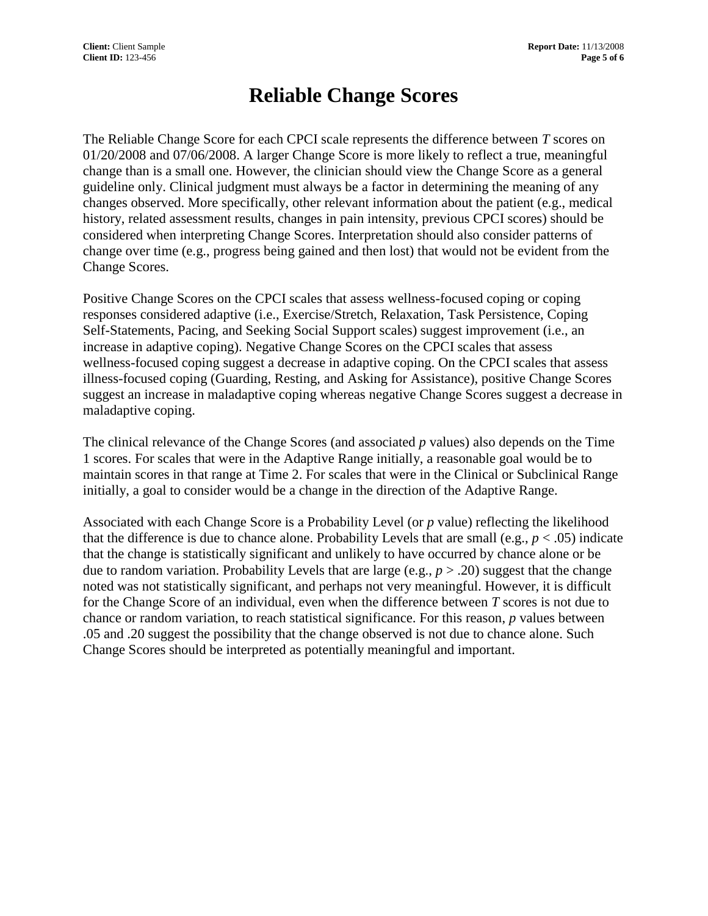# Reliable Change Scores

The Reliable Change Score for each CPCI scale represents the difference between *T* scores on 01/20/2008 and 07/06/2008. A larger Change Score is more likely to reflect a true, meaningful change than is a small one. However, the clinician should view the Change Score as a general guideline only. Clinical judgment must always be a factor in determining the meaning of any changes observed. More specifically, other relevant information about the patient (e.g., medical history, related assessment results, changes in pain intensity, previous CPCI scores) should be considered when interpreting Change Scores. Interpretation should also consider patterns of change over time (e.g., progress being gained and then lost) that would not be evident from the Change Scores.

Positive Change Scores on the CPCI scales that assess wellness-focused coping or coping responses considered adaptive (i.e., Exercise/Stretch, Relaxation, Task Persistence, Coping Self-Statements, Pacing, and Seeking Social Support scales) suggest improvement (i.e., an increase in adaptive coping). Negative Change Scores on the CPCI scales that assess wellness-focused coping suggest a decrease in adaptive coping. On the CPCI scales that assess illness-focused coping (Guarding, Resting, and Asking for Assistance), positive Change Scores suggest an increase in maladaptive coping whereas negative Change Scores suggest a decrease in maladaptive coping.

The clinical relevance of the Change Scores (and associated *p* values) also depends on the Time 1 scores. For scales that were in the Adaptive Range initially, a reasonable goal would be to maintain scores in that range at Time 2. For scales that were in the Clinical or Subclinical Range initially, a goal to consider would be a change in the direction of the Adaptive Range.

Associated with each Change Score is a Probability Level (or *p* value) reflecting the likelihood that the difference is due to chance alone. Probability Levels that are small (e.g., $p < .05$) indicate that the change is statistically significant and unlikely to have occurred by chance alone or be due to random variation. Probability Levels that are large (e.g., $p > .20$) suggest that the change noted was not statistically significant, and perhaps not very meaningful. However, it is difficult for the Change Score of an individual, even when the difference between *T* scores is not due to chance or random variation, to reach statistical significance. For this reason, *p* values between .05 and .20 suggest the possibility that the change observed is not due to chance alone. Such Change Scores should be interpreted as potentially meaningful and important.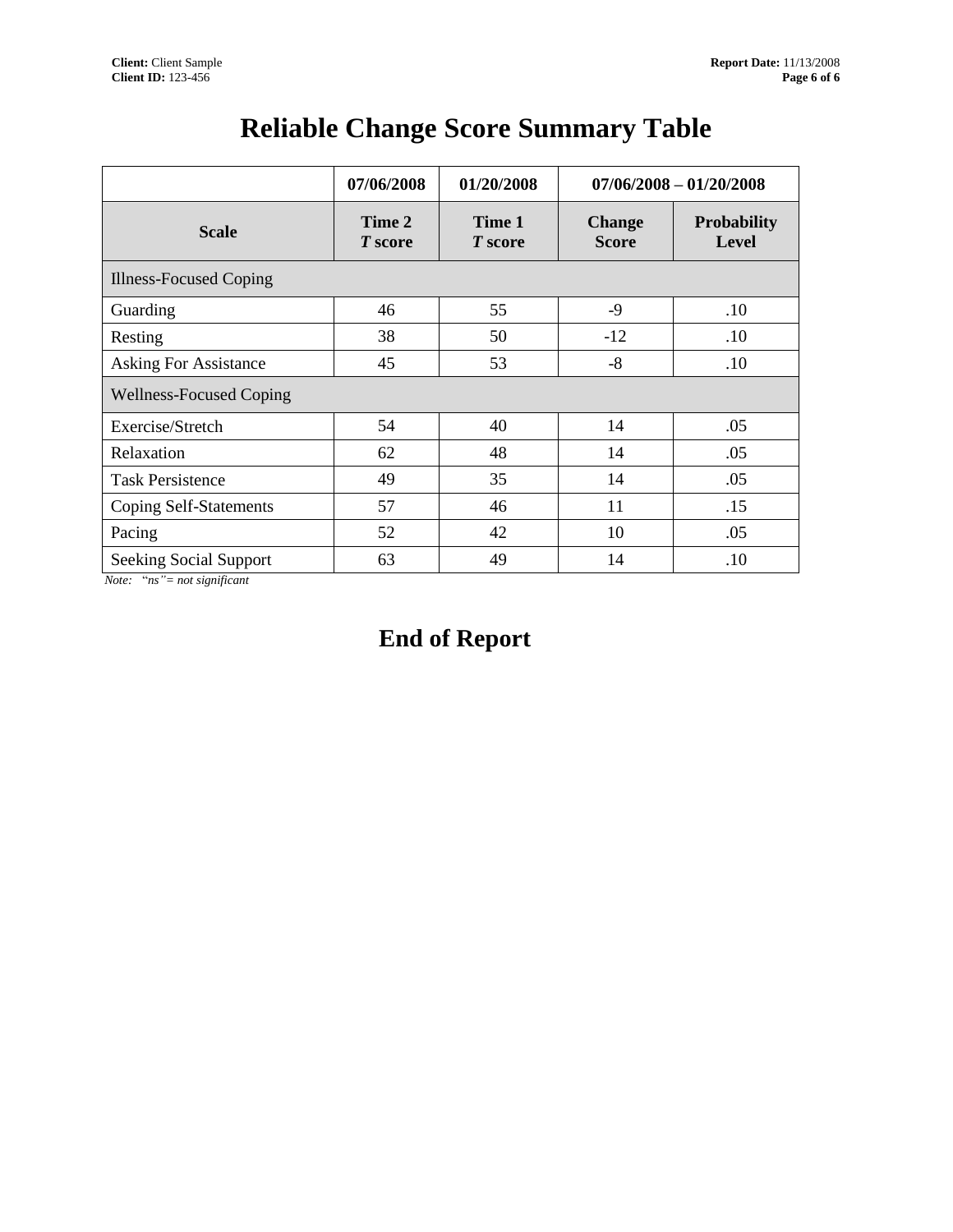# Reliable Change Score Summary Table

| | 07/06/2008 | 01/20/2008 | 07/06/2008 – 01/20/2008 | |
|---|---|---|---|---|
| **Scale** | **Time 2 *T* score** | **Time 1 *T* score** | **Change Score** | **Probability Level** |
| Illness-Focused Coping | | | | |
| Guarding | 46 | 55 | -9 | .10 |
| Resting | 38 | 50 | -12 | .10 |
| Asking For Assistance | 45 | 53 | -8 | .10 |
| Wellness-Focused Coping | | | | |
| Exercise/Stretch | 54 | 40 | 14 | .05 |
| Relaxation | 62 | 48 | 14 | .05 |
| Task Persistence | 49 | 35 | 14 | .05 |
| Coping Self-Statements | 57 | 46 | 11 | .15 |
| Pacing | 52 | 42 | 10 | .05 |
| Seeking Social Support | 63 | 49 | 14 | .10 |

*Note: "ns"= not significant*

## End of Report